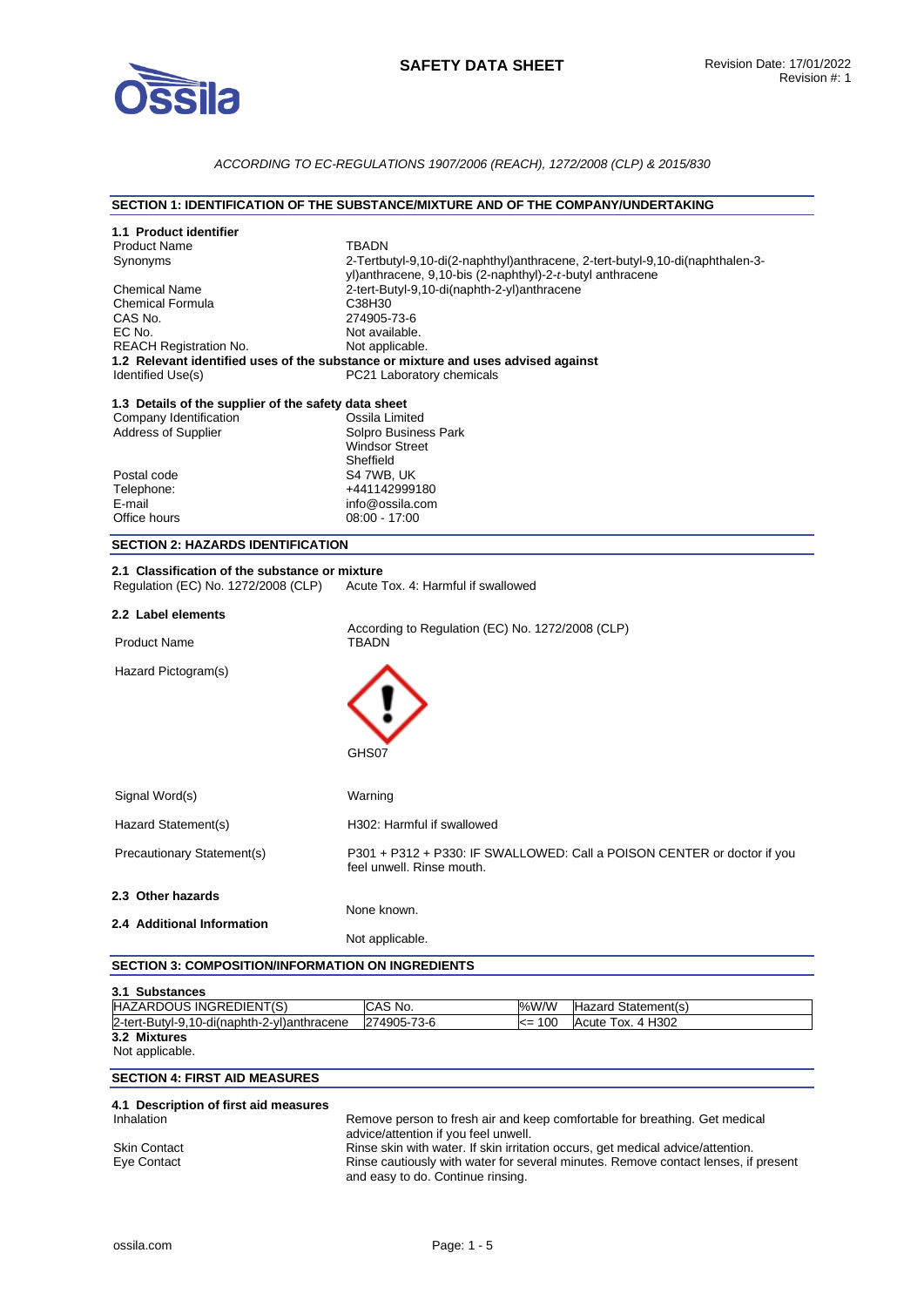# SAFETY DATA SHEET

Revision Date: 17/01/2022
Revision #: 1

*ACCORDING TO EC-REGULATIONS 1907/2006 (REACH), 1272/2008 (CLP) & 2015/830*

## SECTION 1: IDENTIFICATION OF THE SUBSTANCE/MIXTURE AND OF THE COMPANY/UNDERTAKING

### 1.1 Product identifier

| | |
|---|---|
| Product Name | TBADN |
| Synonyms | 2-Tertbutyl-9,10-di(2-naphthyl)anthracene, 2-tert-butyl-9,10-di(naphthalen-3-yl)anthracene, 9,10-bis (2-naphthyl)-2-*t*-butyl anthracene |
| Chemical Name | 2-tert-Butyl-9,10-di(naphth-2-yl)anthracene |
| Chemical Formula | $C_{38}H_{30}$ |
| CAS No. | 274905-73-6 |
| EC No. | Not available. |
| REACH Registration No. | Not applicable. |

### 1.2 Relevant identified uses of the substance or mixture and uses advised against

| | |
|---|---|
| Identified Use(s) | PC21 Laboratory chemicals |

### 1.3 Details of the supplier of the safety data sheet

| | |
|---|---|
| Company Identification | Ossila Limited |
| Address of Supplier | Solpro Business Park<br>Windsor Street<br>Sheffield |
| Postal code | S4 7WB, UK |
| Telephone: | +441142999180 |
| E-mail | info@ossila.com |
| Office hours | 08:00 - 17:00 |

## SECTION 2: HAZARDS IDENTIFICATION

### 2.1 Classification of the substance or mixture

| | |
|---|---|
| Regulation (EC) No. 1272/2008 (CLP) | Acute Tox. 4: Harmful if swallowed |

### 2.2 Label elements

According to Regulation (EC) No. 1272/2008 (CLP)

| | |
|---|---|
| Product Name | TBADN |
| Hazard Pictogram(s) | GHS07 |
| Signal Word(s) | Warning |
| Hazard Statement(s) | H302: Harmful if swallowed |
| Precautionary Statement(s) | P301 + P312 + P330: IF SWALLOWED: Call a POISON CENTER or doctor if you feel unwell. Rinse mouth. |

### 2.3 Other hazards

None known.

### 2.4 Additional Information

Not applicable.

## SECTION 3: COMPOSITION/INFORMATION ON INGREDIENTS

### 3.1 Substances

| HAZARDOUS INGREDIENT(S) | CAS No. | %W/W | Hazard Statement(s) |
|---|---|---|---|
| 2-tert-Butyl-9,10-di(naphth-2-yl)anthracene | 274905-73-6 | <= 100 | Acute Tox. 4 H302 |

### 3.2 Mixtures

Not applicable.

## SECTION 4: FIRST AID MEASURES

### 4.1 Description of first aid measures

| | |
|---|---|
| Inhalation | Remove person to fresh air and keep comfortable for breathing. Get medical advice/attention if you feel unwell. |
| Skin Contact | Rinse skin with water. If skin irritation occurs, get medical advice/attention. |
| Eye Contact | Rinse cautiously with water for several minutes. Remove contact lenses, if present and easy to do. Continue rinsing. |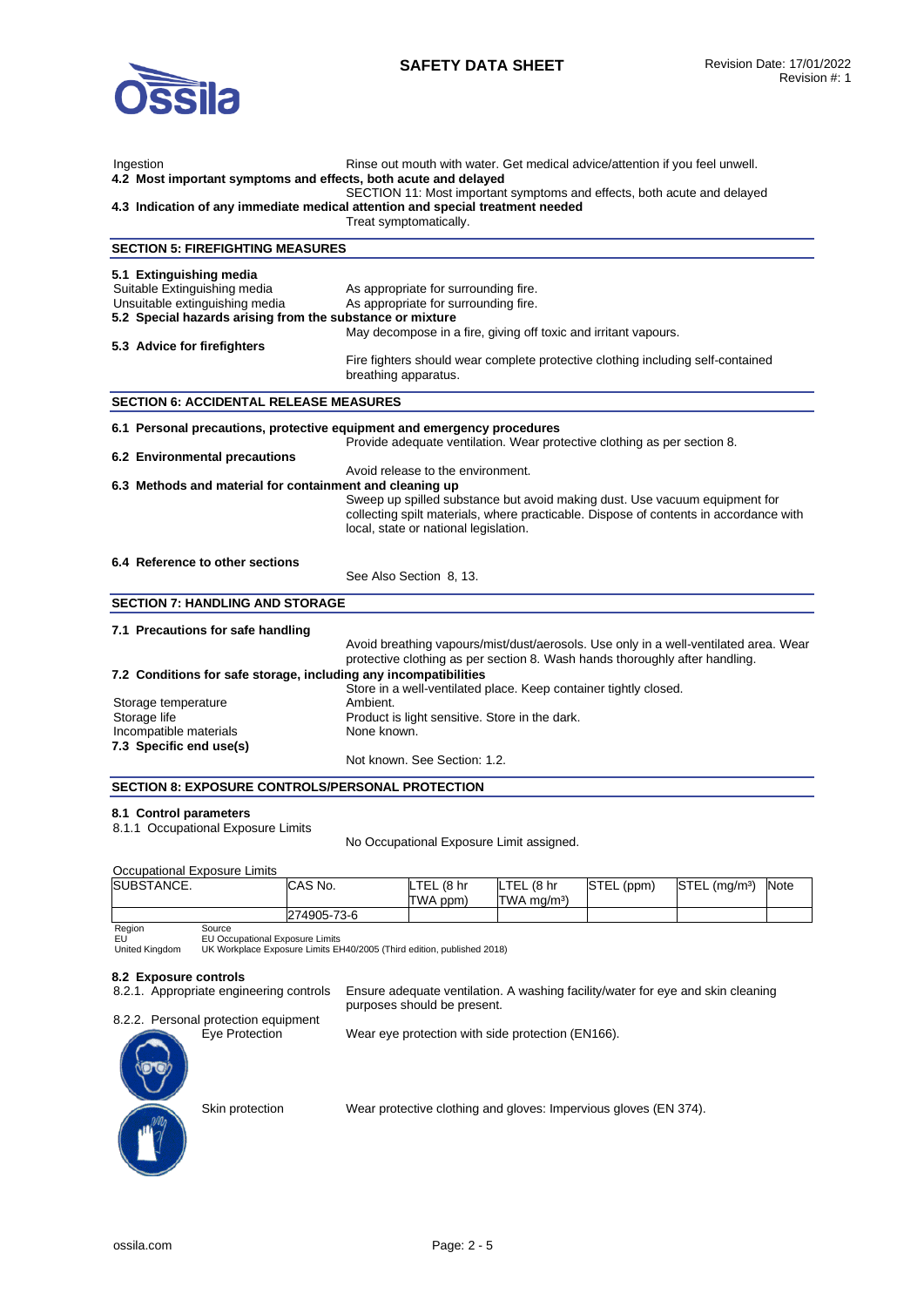Ingestion — Rinse out mouth with water. Get medical advice/attention if you feel unwell.

**4.2 Most important symptoms and effects, both acute and delayed**

SECTION 11: Most important symptoms and effects, both acute and delayed

**4.3 Indication of any immediate medical attention and special treatment needed**

Treat symptomatically.

## SECTION 5: FIREFIGHTING MEASURES

**5.1 Extinguishing media**

Suitable Extinguishing media — As appropriate for surrounding fire.

Unsuitable extinguishing media — As appropriate for surrounding fire.

**5.2 Special hazards arising from the substance or mixture**

May decompose in a fire, giving off toxic and irritant vapours.

**5.3 Advice for firefighters**

Fire fighters should wear complete protective clothing including self-contained breathing apparatus.

## SECTION 6: ACCIDENTAL RELEASE MEASURES

**6.1 Personal precautions, protective equipment and emergency procedures**

Provide adequate ventilation. Wear protective clothing as per section 8.

**6.2 Environmental precautions**

Avoid release to the environment.

**6.3 Methods and material for containment and cleaning up**

Sweep up spilled substance but avoid making dust. Use vacuum equipment for collecting spilt materials, where practicable. Dispose of contents in accordance with local, state or national legislation.

**6.4 Reference to other sections**

See Also Section 8, 13.

## SECTION 7: HANDLING AND STORAGE

**7.1 Precautions for safe handling**

Avoid breathing vapours/mist/dust/aerosols. Use only in a well-ventilated area. Wear protective clothing as per section 8. Wash hands thoroughly after handling.

**7.2 Conditions for safe storage, including any incompatibilities**

Store in a well-ventilated place. Keep container tightly closed.

Storage temperature — Ambient.

Storage life — Product is light sensitive. Store in the dark.

Incompatible materials — None known.

**7.3 Specific end use(s)**

Not known. See Section: 1.2.

## SECTION 8: EXPOSURE CONTROLS/PERSONAL PROTECTION

**8.1 Control parameters**

8.1.1 Occupational Exposure Limits

No Occupational Exposure Limit assigned.

Occupational Exposure Limits

| SUBSTANCE. | CAS No. | LTEL (8 hr TWA ppm) | LTEL (8 hr TWA mg/m³) | STEL (ppm) | STEL (mg/m³) | Note |
|---|---|---|---|---|---|---|
| | 274905-73-6 | | | | | |

| Region | Source |
|---|---|
| EU | EU Occupational Exposure Limits |
| United Kingdom | UK Workplace Exposure Limits EH40/2005 (Third edition, published 2018) |

**8.2 Exposure controls**

8.2.1. Appropriate engineering controls — Ensure adequate ventilation. A washing facility/water for eye and skin cleaning purposes should be present.

8.2.2. Personal protection equipment

Eye Protection — Wear eye protection with side protection (EN166).

Skin protection — Wear protective clothing and gloves: Impervious gloves (EN 374).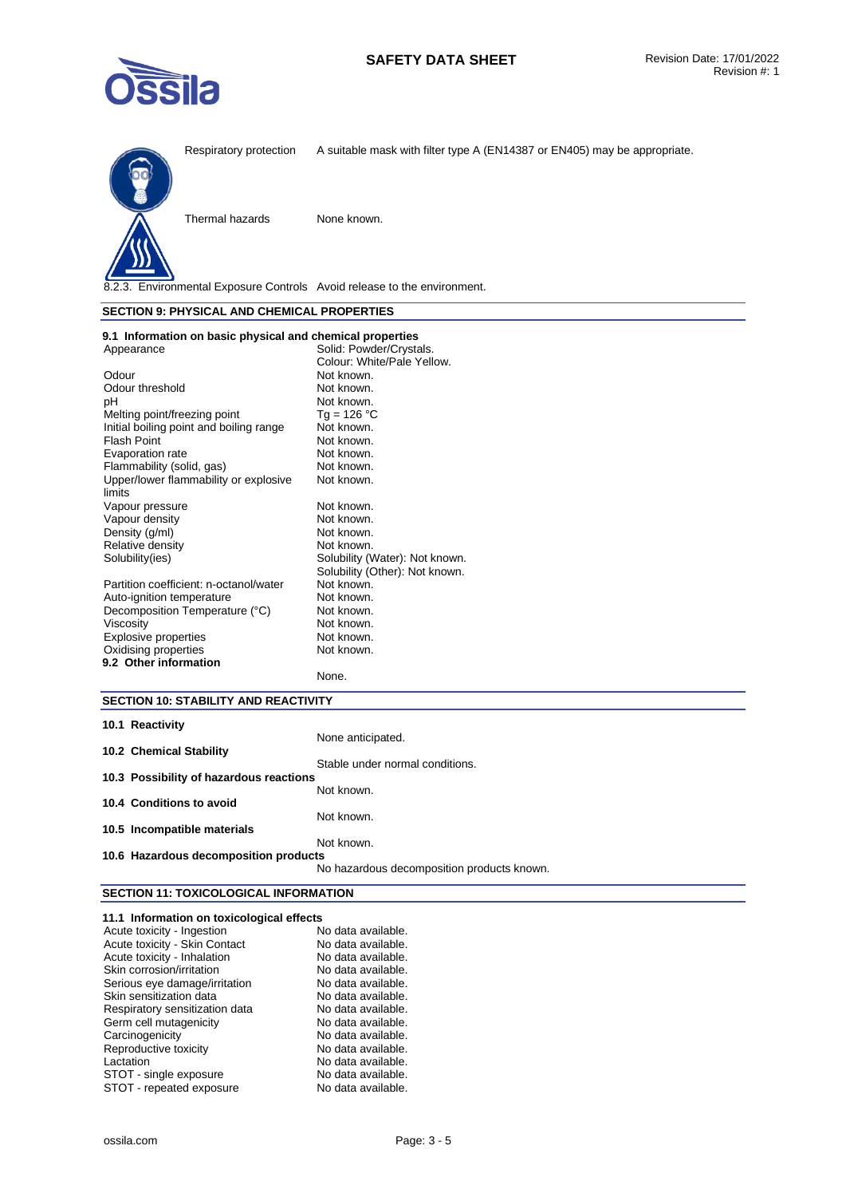| | |
|---|---|
| Respiratory protection | A suitable mask with filter type A (EN14387 or EN405) may be appropriate. |
| Thermal hazards | None known. |

8.2.3. Environmental Exposure Controls Avoid release to the environment.

## SECTION 9: PHYSICAL AND CHEMICAL PROPERTIES

### 9.1 Information on basic physical and chemical properties

| | |
|---|---|
| Appearance | Solid: Powder/Crystals.<br>Colour: White/Pale Yellow. |
| Odour | Not known. |
| Odour threshold | Not known. |
| pH | Not known. |
| Melting point/freezing point | Tg = 126 °C |
| Initial boiling point and boiling range | Not known. |
| Flash Point | Not known. |
| Evaporation rate | Not known. |
| Flammability (solid, gas) | Not known. |
| Upper/lower flammability or explosive limits | Not known. |
| Vapour pressure | Not known. |
| Vapour density | Not known. |
| Density (g/ml) | Not known. |
| Relative density | Not known. |
| Solubility(ies) | Solubility (Water): Not known.<br>Solubility (Other): Not known. |
| Partition coefficient: n-octanol/water | Not known. |
| Auto-ignition temperature | Not known. |
| Decomposition Temperature (°C) | Not known. |
| Viscosity | Not known. |
| Explosive properties | Not known. |
| Oxidising properties | Not known. |

### 9.2 Other information

None.

## SECTION 10: STABILITY AND REACTIVITY

**10.1 Reactivity**

None anticipated.

**10.2 Chemical Stability**

Stable under normal conditions.

**10.3 Possibility of hazardous reactions**

Not known.

**10.4 Conditions to avoid**

Not known.

**10.5 Incompatible materials**

Not known.

**10.6 Hazardous decomposition products**

No hazardous decomposition products known.

## SECTION 11: TOXICOLOGICAL INFORMATION

### 11.1 Information on toxicological effects

| | |
|---|---|
| Acute toxicity - Ingestion | No data available. |
| Acute toxicity - Skin Contact | No data available. |
| Acute toxicity - Inhalation | No data available. |
| Skin corrosion/irritation | No data available. |
| Serious eye damage/irritation | No data available. |
| Skin sensitization data | No data available. |
| Respiratory sensitization data | No data available. |
| Germ cell mutagenicity | No data available. |
| Carcinogenicity | No data available. |
| Reproductive toxicity | No data available. |
| Lactation | No data available. |
| STOT - single exposure | No data available. |
| STOT - repeated exposure | No data available. |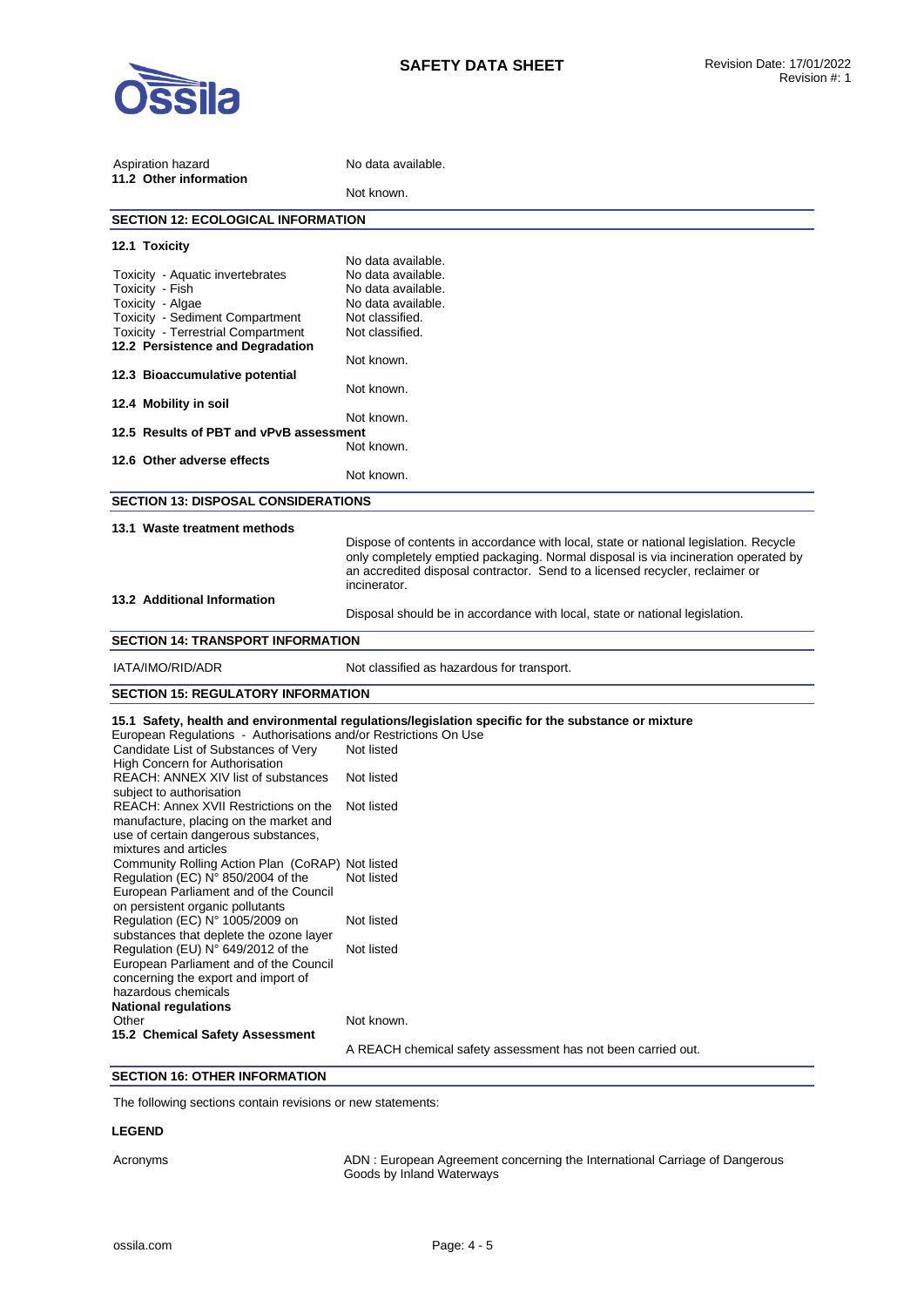| | |
|---|---|
| Aspiration hazard | No data available. |

**11.2 Other information**

Not known.

## SECTION 12: ECOLOGICAL INFORMATION

**12.1 Toxicity**

| | |
|---|---|
| | No data available. |
| Toxicity - Aquatic invertebrates | No data available. |
| Toxicity - Fish | No data available. |
| Toxicity - Algae | No data available. |
| Toxicity - Sediment Compartment | Not classified. |
| Toxicity - Terrestrial Compartment | Not classified. |

**12.2 Persistence and Degradation**

Not known.

**12.3 Bioaccumulative potential**

Not known.

**12.4 Mobility in soil**

Not known.

**12.5 Results of PBT and vPvB assessment**

Not known.

**12.6 Other adverse effects**

Not known.

## SECTION 13: DISPOSAL CONSIDERATIONS

**13.1 Waste treatment methods**

Dispose of contents in accordance with local, state or national legislation. Recycle only completely emptied packaging. Normal disposal is via incineration operated by an accredited disposal contractor. Send to a licensed recycler, reclaimer or incinerator.

**13.2 Additional Information**

Disposal should be in accordance with local, state or national legislation.

## SECTION 14: TRANSPORT INFORMATION

| | |
|---|---|
| IATA/IMO/RID/ADR | Not classified as hazardous for transport. |

## SECTION 15: REGULATORY INFORMATION

**15.1 Safety, health and environmental regulations/legislation specific for the substance or mixture**

European Regulations - Authorisations and/or Restrictions On Use

| | |
|---|---|
| Candidate List of Substances of Very High Concern for Authorisation | Not listed |
| REACH: ANNEX XIV list of substances subject to authorisation | Not listed |
| REACH: Annex XVII Restrictions on the manufacture, placing on the market and use of certain dangerous substances, mixtures and articles | Not listed |
| Community Rolling Action Plan (CoRAP) | Not listed |
| Regulation (EC) N° 850/2004 of the European Parliament and of the Council on persistent organic pollutants | Not listed |
| Regulation (EC) N° 1005/2009 on substances that deplete the ozone layer | Not listed |
| Regulation (EU) N° 649/2012 of the European Parliament and of the Council concerning the export and import of hazardous chemicals | Not listed |

**National regulations**

| | |
|---|---|
| Other | Not known. |

**15.2 Chemical Safety Assessment**

A REACH chemical safety assessment has not been carried out.

## SECTION 16: OTHER INFORMATION

The following sections contain revisions or new statements:

**LEGEND**

| | |
|---|---|
| Acronyms | ADN : European Agreement concerning the International Carriage of Dangerous Goods by Inland Waterways |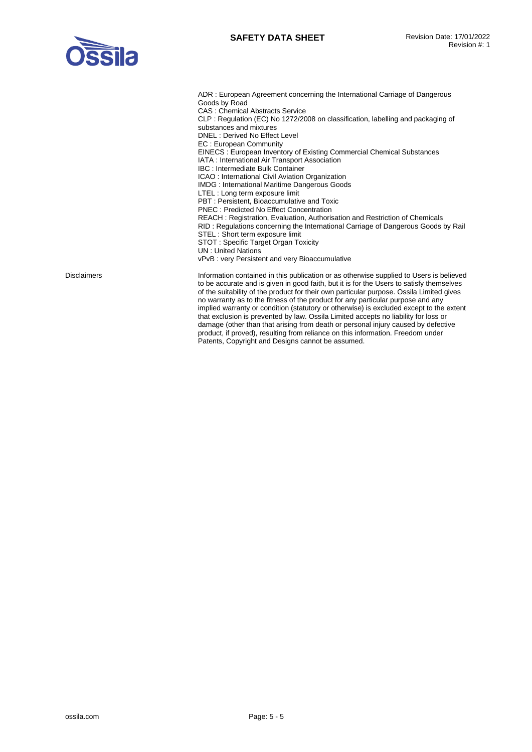ADR : European Agreement concerning the International Carriage of Dangerous Goods by Road
CAS : Chemical Abstracts Service
CLP : Regulation (EC) No 1272/2008 on classification, labelling and packaging of substances and mixtures
DNEL : Derived No Effect Level
EC : European Community
EINECS : European Inventory of Existing Commercial Chemical Substances
IATA : International Air Transport Association
IBC : Intermediate Bulk Container
ICAO : International Civil Aviation Organization
IMDG : International Maritime Dangerous Goods
LTEL : Long term exposure limit
PBT : Persistent, Bioaccumulative and Toxic
PNEC : Predicted No Effect Concentration
REACH : Registration, Evaluation, Authorisation and Restriction of Chemicals
RID : Regulations concerning the International Carriage of Dangerous Goods by Rail
STEL : Short term exposure limit
STOT : Specific Target Organ Toxicity
UN : United Nations
vPvB : very Persistent and very Bioaccumulative

Disclaimers

Information contained in this publication or as otherwise supplied to Users is believed to be accurate and is given in good faith, but it is for the Users to satisfy themselves of the suitability of the product for their own particular purpose. Ossila Limited gives no warranty as to the fitness of the product for any particular purpose and any implied warranty or condition (statutory or otherwise) is excluded except to the extent that exclusion is prevented by law. Ossila Limited accepts no liability for loss or damage (other than that arising from death or personal injury caused by defective product, if proved), resulting from reliance on this information. Freedom under Patents, Copyright and Designs cannot be assumed.